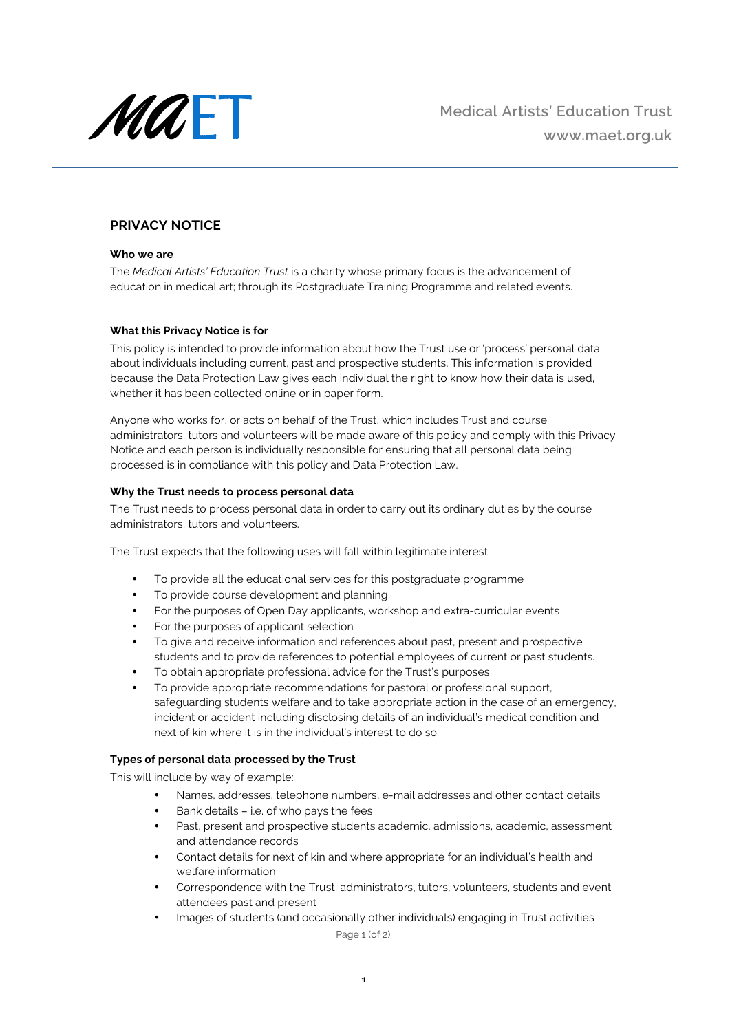Medical Artists' Education Trust
www.maet.org.uk

## PRIVACY NOTICE

**Who we are**

The *Medical Artists' Education Trust* is a charity whose primary focus is the advancement of education in medical art; through its Postgraduate Training Programme and related events.

**What this Privacy Notice is for**

This policy is intended to provide information about how the Trust use or 'process' personal data about individuals including current, past and prospective students. This information is provided because the Data Protection Law gives each individual the right to know how their data is used, whether it has been collected online or in paper form.

Anyone who works for, or acts on behalf of the Trust, which includes Trust and course administrators, tutors and volunteers will be made aware of this policy and comply with this Privacy Notice and each person is individually responsible for ensuring that all personal data being processed is in compliance with this policy and Data Protection Law.

**Why the Trust needs to process personal data**

The Trust needs to process personal data in order to carry out its ordinary duties by the course administrators, tutors and volunteers.

The Trust expects that the following uses will fall within legitimate interest:

- To provide all the educational services for this postgraduate programme
- To provide course development and planning
- For the purposes of Open Day applicants, workshop and extra-curricular events
- For the purposes of applicant selection
- To give and receive information and references about past, present and prospective students and to provide references to potential employees of current or past students.
- To obtain appropriate professional advice for the Trust's purposes
- To provide appropriate recommendations for pastoral or professional support, safeguarding students welfare and to take appropriate action in the case of an emergency, incident or accident including disclosing details of an individual's medical condition and next of kin where it is in the individual's interest to do so

**Types of personal data processed by the Trust**

This will include by way of example:

- Names, addresses, telephone numbers, e-mail addresses and other contact details
- Bank details – i.e. of who pays the fees
- Past, present and prospective students academic, admissions, academic, assessment and attendance records
- Contact details for next of kin and where appropriate for an individual's health and welfare information
- Correspondence with the Trust, administrators, tutors, volunteers, students and event attendees past and present
- Images of students (and occasionally other individuals) engaging in Trust activities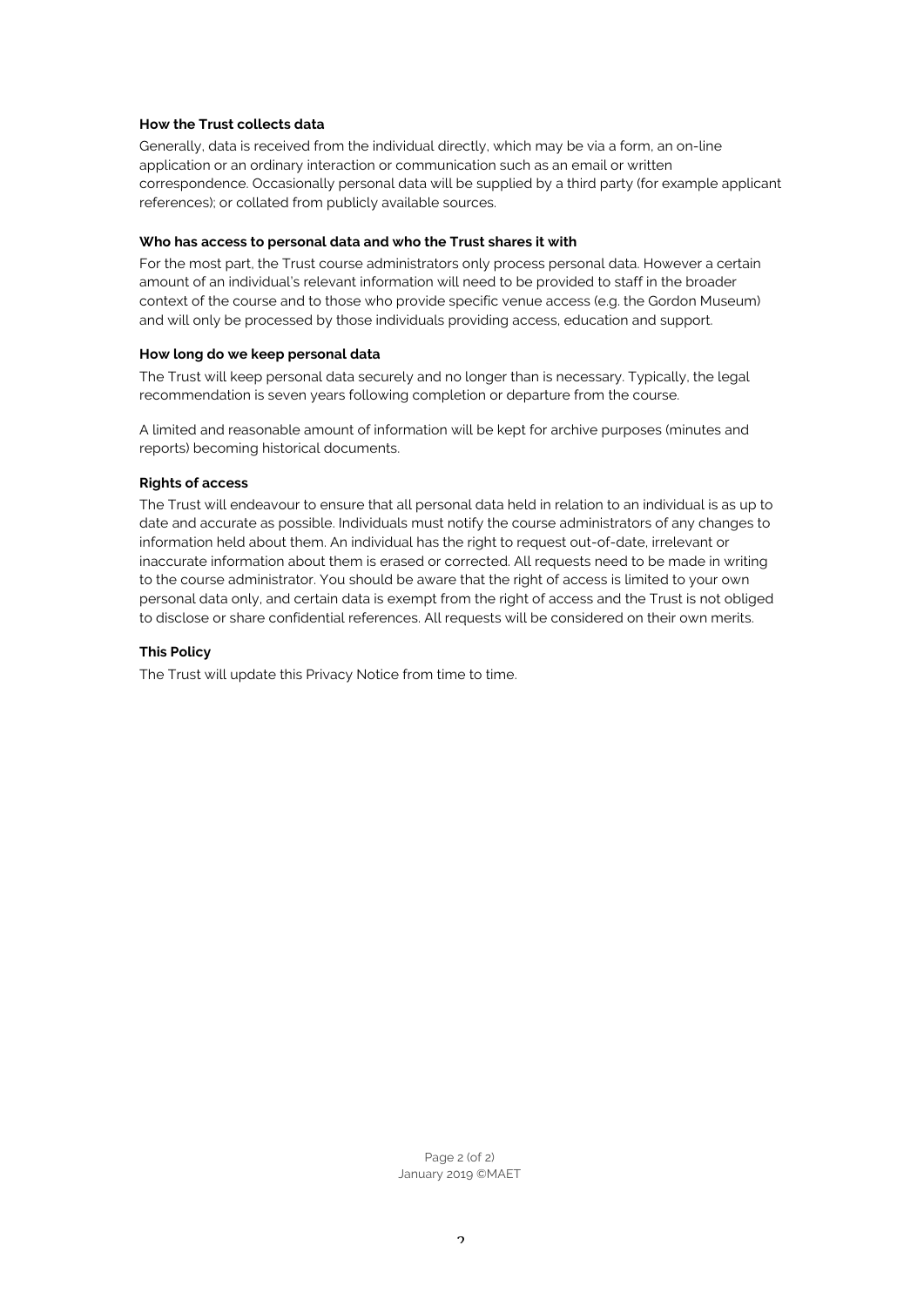**How the Trust collects data**

Generally, data is received from the individual directly, which may be via a form, an on-line application or an ordinary interaction or communication such as an email or written correspondence. Occasionally personal data will be supplied by a third party (for example applicant references); or collated from publicly available sources.

**Who has access to personal data and who the Trust shares it with**

For the most part, the Trust course administrators only process personal data. However a certain amount of an individual's relevant information will need to be provided to staff in the broader context of the course and to those who provide specific venue access (e.g. the Gordon Museum) and will only be processed by those individuals providing access, education and support.

**How long do we keep personal data**

The Trust will keep personal data securely and no longer than is necessary. Typically, the legal recommendation is seven years following completion or departure from the course.

A limited and reasonable amount of information will be kept for archive purposes (minutes and reports) becoming historical documents.

**Rights of access**

The Trust will endeavour to ensure that all personal data held in relation to an individual is as up to date and accurate as possible. Individuals must notify the course administrators of any changes to information held about them. An individual has the right to request out-of-date, irrelevant or inaccurate information about them is erased or corrected. All requests need to be made in writing to the course administrator. You should be aware that the right of access is limited to your own personal data only, and certain data is exempt from the right of access and the Trust is not obliged to disclose or share confidential references. All requests will be considered on their own merits.

**This Policy**

The Trust will update this Privacy Notice from time to time.

January 2019 ©MAET